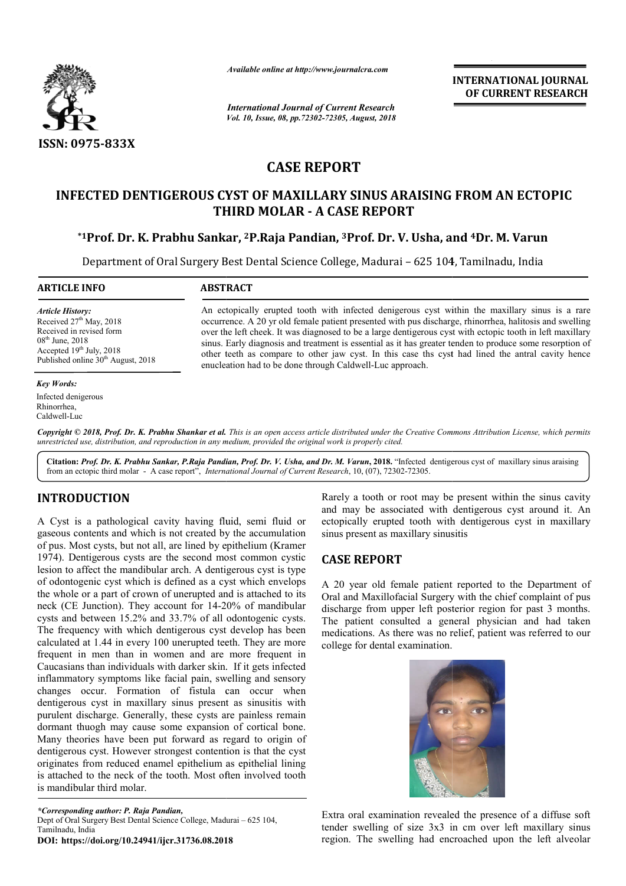# CASE REPORT

## INFECTED DENTIGEROUS CYST OF MAXILLARY SINUS ARAISING FROM AN ECTOPIC THIRD MOLAR - A CASE REPORT

**\*1Prof. Dr. K. Prabhu Sankar, 2P.Raja Pandian, 3Prof. Dr. V. Usha, and 4Dr. M. Varun**

Department of Oral Surgery Best Dental Science College, Madurai – 625 104, Tamilnadu, India

### ARTICLE INFO

*Article History:*
Received 27th May, 2018
Received in revised form 08th June, 2018
Accepted 19th July, 2018
Published online 30th August, 2018

*Key Words:*
Infected denigerous
Rhinorrhea,
Caldwell-Luc

### ABSTRACT

An ectopically erupted tooth with infected denigerous cyst within the maxillary sinus is a rare occurrence. A 20 yr old female patient presented with pus discharge, rhinorrhea, halitosis and swelling over the left cheek. It was diagnosed to be a large dentigerous cyst with ectopic tooth in left maxillary sinus. Early diagnosis and treatment is essential as it has greater tenden to produce some resorption of other teeth as compare to other jaw cyst. In this case ths cyst had lined the antral cavity hence enucleation had to be done through Caldwell-Luc approach.

*Copyright © 2018, Prof. Dr. K. Prabhu Shankar et al. This is an open access article distributed under the Creative Commons Attribution License, which permits unrestricted use, distribution, and reproduction in any medium, provided the original work is properly cited.*

**Citation:** *Prof. Dr. K. Prabhu Sankar, P.Raja Pandian, Prof. Dr. V. Usha, and Dr. M. Varun*, **2018.** "Infected dentigerous cyst of maxillary sinus araising from an ectopic third molar - A case report", *International Journal of Current Research*, 10, (07), 72302-72305.

## INTRODUCTION

A Cyst is a pathological cavity having fluid, semi fluid or gaseous contents and which is not created by the accumulation of pus. Most cysts, but not all, are lined by epithelium (Kramer 1974). Dentigerous cysts are the second most common cystic lesion to affect the mandibular arch. A dentigerous cyst is type of odontogenic cyst which is defined as a cyst which envelops the whole or a part of crown of unerupted and is attached to its neck (CE Junction). They account for 14-20% of mandibular cysts and between 15.2% and 33.7% of all odontogenic cysts. The frequency with which dentigerous cyst develop has been calculated at 1.44 in every 100 unerupted teeth. They are more frequent in men than in women and are more frequent in Caucasians than individuals with darker skin. If it gets infected inflammatory symptoms like facial pain, swelling and sensory changes occur. Formation of fistula can occur when dentigerous cyst in maxillary sinus present as sinusitis with purulent discharge. Generally, these cysts are painless remain dormant thuogh may cause some expansion of cortical bone. Many theories have been put forward as regard to origin of dentigerous cyst. However strongest contention is that the cyst originates from reduced enamel epithelium as epithelial lining is attached to the neck of the tooth. Most often involved tooth is mandibular third molar.

Rarely a tooth or root may be present within the sinus cavity and may be associated with dentigerous cyst around it. An ectopically erupted tooth with dentigerous cyst in maxillary sinus present as maxillary sinusitis

## CASE REPORT

A 20 year old female patient reported to the Department of Oral and Maxillofacial Surgery with the chief complaint of pus discharge from upper left posterior region for past 3 months. The patient consulted a general physician and had taken medications. As there was no relief, patient was referred to our college for dental examination.

Extra oral examination revealed the presence of a diffuse soft tender swelling of size 3x3 in cm over left maxillary sinus region. The swelling had encroached upon the left alveolar

*\*Corresponding author: P. Raja Pandian,*
Dept of Oral Surgery Best Dental Science College, Madurai – 625 104, Tamilnadu, India
**DOI: https://doi.org/10.24941/ijcr.31736.08.2018**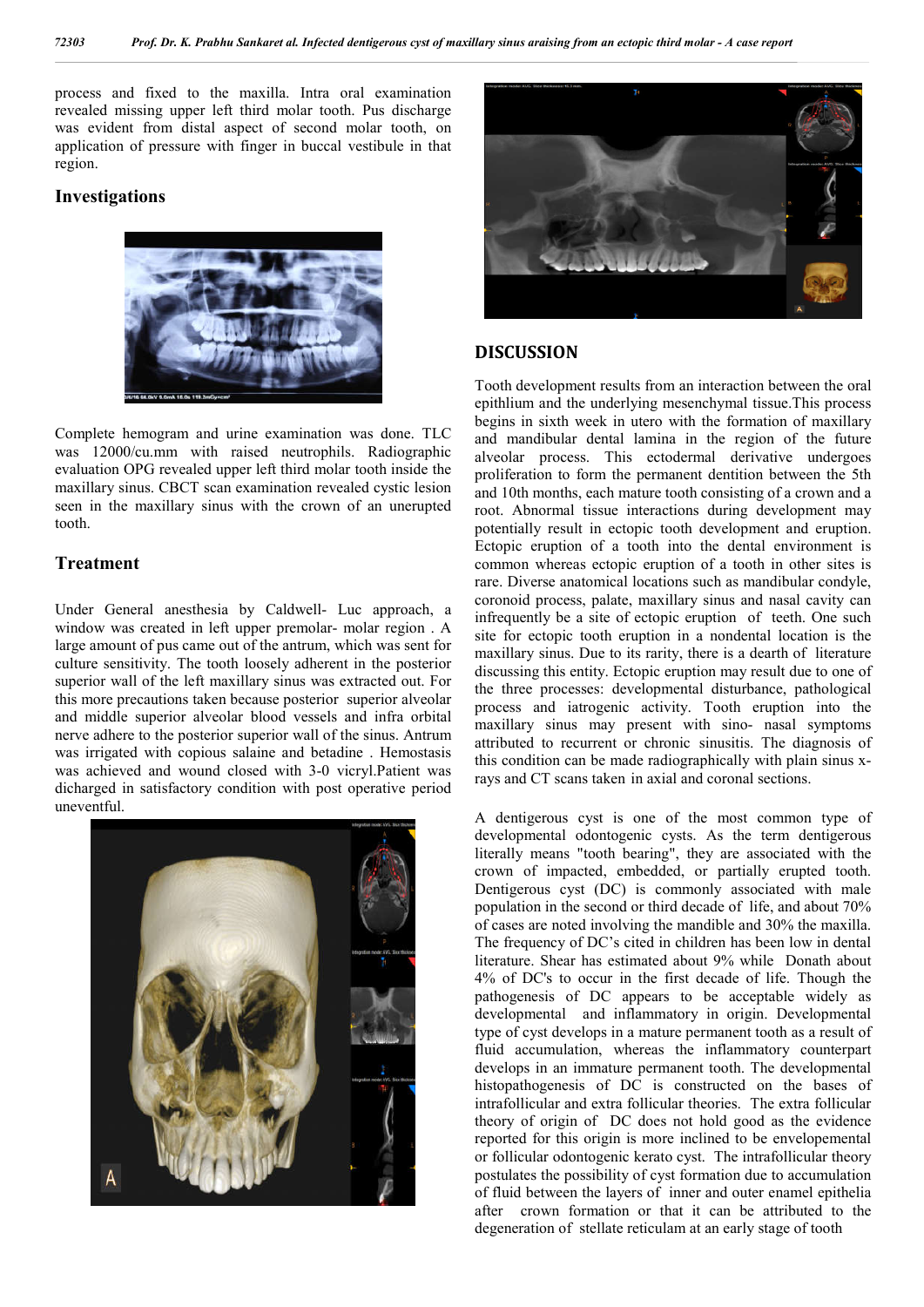process and fixed to the maxilla. Intra oral examination revealed missing upper left third molar tooth. Pus discharge was evident from distal aspect of second molar tooth, on application of pressure with finger in buccal vestibule in that region.

## Investigations

Complete hemogram and urine examination was done. TLC was 12000/cu.mm with raised neutrophils. Radiographic evaluation OPG revealed upper left third molar tooth inside the maxillary sinus. CBCT scan examination revealed cystic lesion seen in the maxillary sinus with the crown of an unerupted tooth.

## Treatment

Under General anesthesia by Caldwell- Luc approach, a window was created in left upper premolar- molar region . A large amount of pus came out of the antrum, which was sent for culture sensitivity. The tooth loosely adherent in the posterior superior wall of the left maxillary sinus was extracted out. For this more precautions taken because posterior superior alveolar and middle superior alveolar blood vessels and infra orbital nerve adhere to the posterior superior wall of the sinus. Antrum was irrigated with copious salaine and betadine . Hemostasis was achieved and wound closed with 3-0 vicryl.Patient was dicharged in satisfactory condition with post operative period uneventful.

## DISCUSSION

Tooth development results from an interaction between the oral epithlium and the underlying mesenchymal tissue.This process begins in sixth week in utero with the formation of maxillary and mandibular dental lamina in the region of the future alveolar process. This ectodermal derivative undergoes proliferation to form the permanent dentition between the 5th and 10th months, each mature tooth consisting of a crown and a root. Abnormal tissue interactions during development may potentially result in ectopic tooth development and eruption. Ectopic eruption of a tooth into the dental environment is common whereas ectopic eruption of a tooth in other sites is rare. Diverse anatomical locations such as mandibular condyle, coronoid process, palate, maxillary sinus and nasal cavity can infrequently be a site of ectopic eruption of teeth. One such site for ectopic tooth eruption in a nondental location is the maxillary sinus. Due to its rarity, there is a dearth of literature discussing this entity. Ectopic eruption may result due to one of the three processes: developmental disturbance, pathological process and iatrogenic activity. Tooth eruption into the maxillary sinus may present with sino- nasal symptoms attributed to recurrent or chronic sinusitis. The diagnosis of this condition can be made radiographically with plain sinus x-rays and CT scans taken in axial and coronal sections.

A dentigerous cyst is one of the most common type of developmental odontogenic cysts. As the term dentigerous literally means "tooth bearing", they are associated with the crown of impacted, embedded, or partially erupted tooth. Dentigerous cyst (DC) is commonly associated with male population in the second or third decade of life, and about 70% of cases are noted involving the mandible and 30% the maxilla. The frequency of DC's cited in children has been low in dental literature. Shear has estimated about 9% while Donath about 4% of DC's to occur in the first decade of life. Though the pathogenesis of DC appears to be acceptable widely as developmental and inflammatory in origin. Developmental type of cyst develops in a mature permanent tooth as a result of fluid accumulation, whereas the inflammatory counterpart develops in an immature permanent tooth. The developmental histopathogenesis of DC is constructed on the bases of intrafollicular and extra follicular theories. The extra follicular theory of origin of DC does not hold good as the evidence reported for this origin is more inclined to be envelopemental or follicular odontogenic kerato cyst. The intrafollicular theory postulates the possibility of cyst formation due to accumulation of fluid between the layers of inner and outer enamel epithelia after crown formation or that it can be attributed to the degeneration of stellate reticulam at an early stage of tooth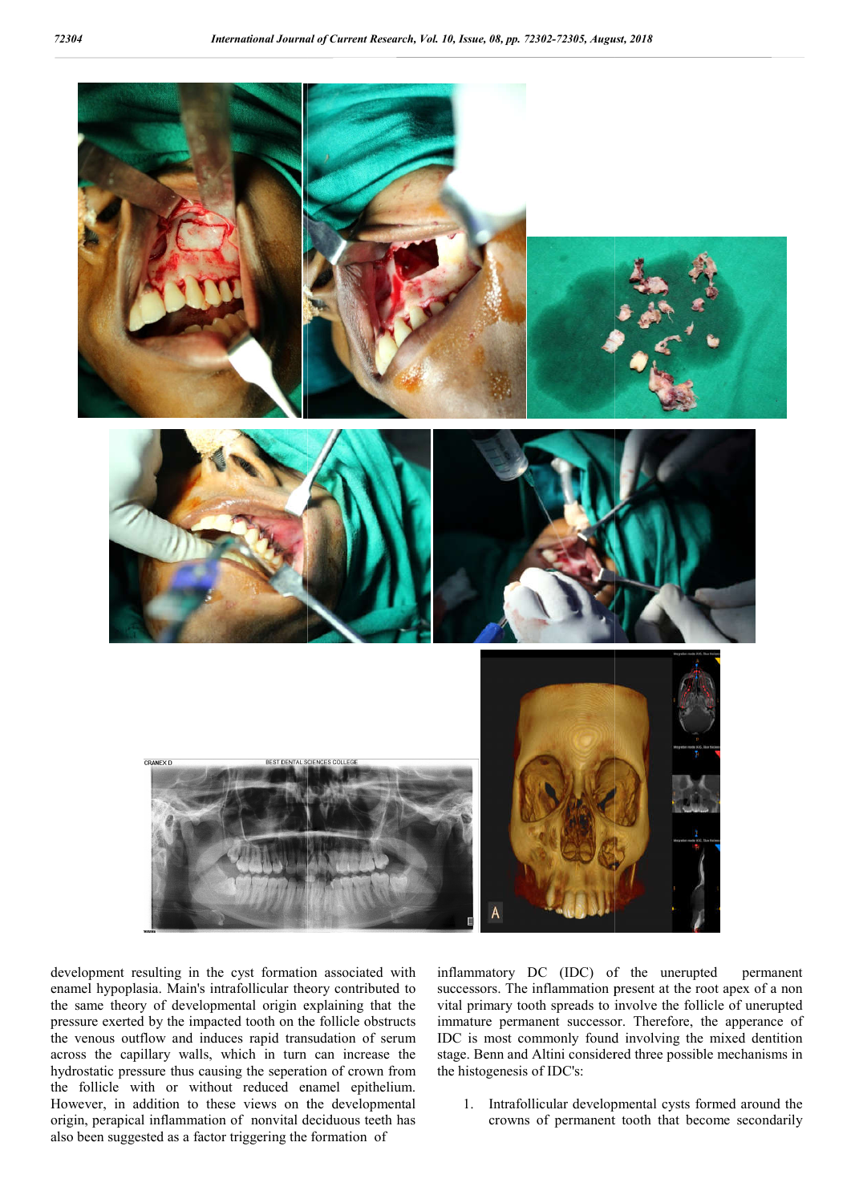development resulting in the cyst formation associated with enamel hypoplasia. Main's intrafollicular theory contributed to the same theory of developmental origin explaining that the pressure exerted by the impacted tooth on the follicle obstructs the venous outflow and induces rapid transudation of serum across the capillary walls, which in turn can increase the hydrostatic pressure thus causing the seperation of crown from the follicle with or without reduced enamel epithelium. However, in addition to these views on the developmental origin, perapical inflammation of nonvital deciduous teeth has also been suggested as a factor triggering the formation of inflammatory DC (IDC) of the unerupted permanent successors. The inflammation present at the root apex of a non vital primary tooth spreads to involve the follicle of unerupted immature permanent successor. Therefore, the apperance of IDC is most commonly found involving the mixed dentition stage. Benn and Altini considered three possible mechanisms in the histogenesis of IDC's:

1. Intrafollicular developmental cysts formed around the crowns of permanent tooth that become secondarily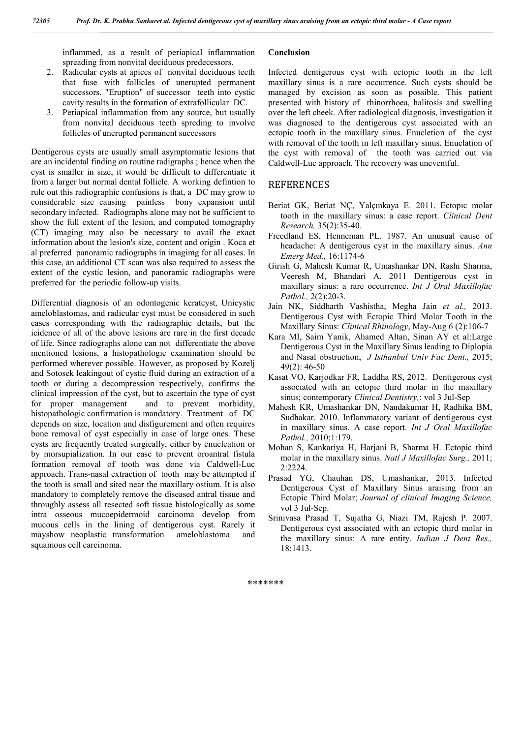inflammed, as a result of periapical inflammation spreading from nonvital deciduous predecessors.

2. Radicular cysts at apices of nonvital deciduous teeth that fuse with follicles of unerupted permanent successors. "Eruption" of successor teeth into cystic cavity results in the formation of extrafollicular DC.
3. Periapical inflammation from any source, but usually from nonvital deciduous teeth spreding to involve follicles of unerupted permanent successors

Dentigerous cysts are usually small asymptomatic lesions that are an incidental finding on routine radigraphs ; hence when the cyst is smaller in size, it would be difficult to differentiate it from a larger but normal dental follicle. A working defintion to rule out this radiographic confusions is that, a DC may grow to considerable size causing painless bony expansion until secondary infected. Radiographs alone may not be sufficient to show the full extent of the lesion, and computed tomography (CT) imaging may also be necessary to avail the exact information about the lesion's size, content and origin . Koca et al preferred panoramic radiographs in imagimg for all cases. In this case, an additional CT scan was also required to assess the extent of the cystic lesion, and panoramic radiographs were preferred for the periodic follow-up visits.

Differential diagnosis of an odontogenic keratcyst, Unicystic ameloblastomas, and radicular cyst must be considered in such cases corresponding with the radiographic details, but the icidence of all of the above lesions are rare in the first decade of life. Since radiographs alone can not differentiate the above mentioned lesions, a histopathologic examination should be performed wherever possible. However, as proposed by Kozelj and Sotosek leakingout of cystic fluid during an extraction of a tooth or during a decompression respectively, confirms the clinical impression of the cyst, but to ascertain the type of cyst for proper management and to prevent morbidity, histopathologic confirmation is mandatory. Treatment of DC depends on size, location and disfigurement and often requires bone removal of cyst especially in case of large ones. These cysts are frequently treated surgically, either by enucleation or by morsupialization. In our case to prevent oroantral fistula formation removal of tooth was done via Caldwell-Luc approach. Trans-nasal extraction of tooth may be attempted if the tooth is small and sited near the maxillary ostium. It is also mandatory to completely remove the diseased antral tissue and throughly assess all resected soft tissue histologically as some intra osseous mucoepidermoid carcinoma develop from mucous cells in the lining of dentigerous cyst. Rarely it mayshow neoplastic transformation ameloblastoma and squamous cell carcinoma.

## Conclusion

Infected dentigerous cyst with ectopic tooth in the left maxillary sinus is a rare occurrence. Such cysts should be managed by excision as soon as possible. This patient presented with history of rhinorrhoea, halitosis and swelling over the left cheek. After radiological diagnosis, investigation it was diagnosed to the dentigerous cyst associated with an ectopic tooth in the maxillary sinus. Enucletion of the cyst with removal of the tooth in left maxillary sinus. Enuclation of the cyst with removal of the tooth was carried out via Caldwell-Luc approach. The recovery was uneventful.

## REFERENCES

Beriat GK, Beriat NÇ, Yalçınkaya E. 2011. Ectopıc molar tooth in the maxillary sinus: a case report. *Clinical Dent Research,* 35(2):35-40.

Freedland ES, Henneman PL. 1987. An unusual cause of headache: A dentigerous cyst in the maxillary sinus. *Ann Emerg Med.,* 16:1174-6

Girish G, Mahesh Kumar R, Umashankar DN, Rashi Sharma, Veeresh M, Bhandari A. 2011 Dentigerous cyst in maxillary sinus: a rare occurrence. *Int J Oral Maxillofac Pathol.,* 2(2):20-3.

Jain NK, Siddharth Vashistha, Megha Jain *et al.,* 2013. Dentigerous Cyst with Ectopic Third Molar Tooth in the Maxillary Sinus: *Clinical Rhinology*, May-Aug 6 (2):106-7

Kara MI, Saim Yanik, Ahamed Altan, Sinan AY et al:Large Dentigerous Cyst in the Maxillary Sinus leading to Diplopia and Nasal obstruction, *J Isthanbul Univ Fac Dent.,* 2015; 49(2): 46-50

Kasat VO, Karjodkar FR, Laddha RS, 2012. Dentigerous cyst associated with an ectopic third molar in the maxillary sinus; contemporary *Clinical Dentistry,*: vol 3 Jul-Sep

Mahesh KR, Umashankar DN, Nandakumar H, Radhika BM, Sudhakar. 2010. Inflammatory variant of dentigerous cyst in maxillary sinus. A case report. *Int J Oral Maxillofac Pathol.,* 2010;1:179.

Mohan S, Kankariya H, Harjani B, Sharma H. Ectopic third molar in the maxillary sinus. *Natl J Maxillofac Surg.,* 2011; 2:2224.

Prasad YG, Chauhan DS, Umashankar, 2013. Infected Dentigerous Cyst of Maxillary Sinus araising from an Ectopic Third Molar; *Journal of clinical Imaging Science,* vol 3 Jul-Sep.

Srinivasa Prasad T, Sujatha G, Niazi TM, Rajesh P. 2007. Dentigerous cyst associated with an ectopic third molar in the maxillary sinus: A rare entity. *Indian J Dent Res.,* 18:1413.

*******